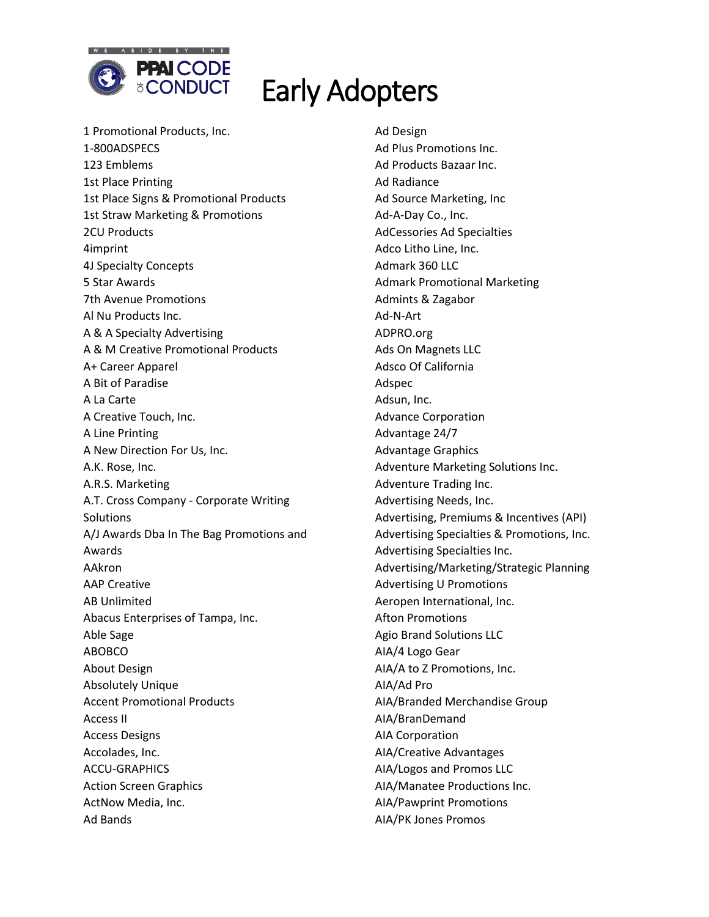WE ABIDE BY THE PPAI CODE OF CONDUCT

# Early Adopters

1 Promotional Products, Inc.
1-800ADSPECS
123 Emblems
1st Place Printing
1st Place Signs & Promotional Products
1st Straw Marketing & Promotions
2CU Products
4imprint
4J Specialty Concepts
5 Star Awards
7th Avenue Promotions
Al Nu Products Inc.
A & A Specialty Advertising
A & M Creative Promotional Products
A+ Career Apparel
A Bit of Paradise
A La Carte
A Creative Touch, Inc.
A Line Printing
A New Direction For Us, Inc.
A.K. Rose, Inc.
A.R.S. Marketing
A.T. Cross Company - Corporate Writing Solutions
A/J Awards Dba In The Bag Promotions and Awards
AAkron
AAP Creative
AB Unlimited
Abacus Enterprises of Tampa, Inc.
Able Sage
ABOBCO
About Design
Absolutely Unique
Accent Promotional Products
Access II
Access Designs
Accolades, Inc.
ACCU-GRAPHICS
Action Screen Graphics
ActNow Media, Inc.
Ad Bands
Ad Design
Ad Plus Promotions Inc.
Ad Products Bazaar Inc.
Ad Radiance
Ad Source Marketing, Inc
Ad-A-Day Co., Inc.
AdCessories Ad Specialties
Adco Litho Line, Inc.
Admark 360 LLC
Admark Promotional Marketing
Admints & Zagabor
Ad-N-Art
ADPRO.org
Ads On Magnets LLC
Adsco Of California
Adspec
Adsun, Inc.
Advance Corporation
Advantage 24/7
Advantage Graphics
Adventure Marketing Solutions Inc.
Adventure Trading Inc.
Advertising Needs, Inc.
Advertising, Premiums & Incentives (API)
Advertising Specialties & Promotions, Inc.
Advertising Specialties Inc.
Advertising/Marketing/Strategic Planning
Advertising U Promotions
Aeropen International, Inc.
Afton Promotions
Agio Brand Solutions LLC
AIA/4 Logo Gear
AIA/A to Z Promotions, Inc.
AIA/Ad Pro
AIA/Branded Merchandise Group
AIA/BranDemand
AIA Corporation
AIA/Creative Advantages
AIA/Logos and Promos LLC
AIA/Manatee Productions Inc.
AIA/Pawprint Promotions
AIA/PK Jones Promos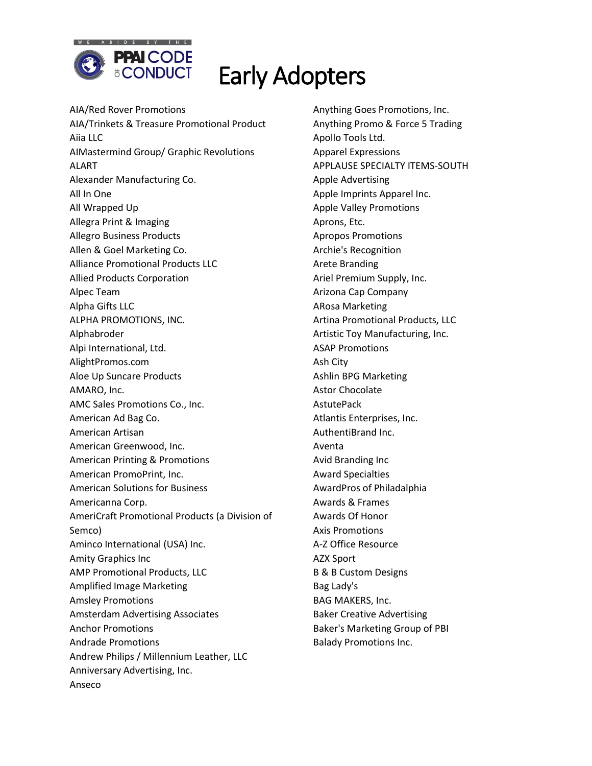# Early Adopters

AIA/Red Rover Promotions
AIA/Trinkets & Treasure Promotional Product
Aiia LLC
AIMastermind Group/ Graphic Revolutions
ALART
Alexander Manufacturing Co.
All In One
All Wrapped Up
Allegra Print & Imaging
Allegro Business Products
Allen & Goel Marketing Co.
Alliance Promotional Products LLC
Allied Products Corporation
Alpec Team
Alpha Gifts LLC
ALPHA PROMOTIONS, INC.
Alphabroder
Alpi International, Ltd.
AlightPromos.com
Aloe Up Suncare Products
AMARO, Inc.
AMC Sales Promotions Co., Inc.
American Ad Bag Co.
American Artisan
American Greenwood, Inc.
American Printing & Promotions
American PromoPrint, Inc.
American Solutions for Business
Americanna Corp.
AmeriCraft Promotional Products (a Division of Semco)
Aminco International (USA) Inc.
Amity Graphics Inc
AMP Promotional Products, LLC
Amplified Image Marketing
Amsley Promotions
Amsterdam Advertising Associates
Anchor Promotions
Andrade Promotions
Andrew Philips / Millennium Leather, LLC
Anniversary Advertising, Inc.
Anseco
Anything Goes Promotions, Inc.
Anything Promo & Force 5 Trading
Apollo Tools Ltd.
Apparel Expressions
APPLAUSE SPECIALTY ITEMS-SOUTH
Apple Advertising
Apple Imprints Apparel Inc.
Apple Valley Promotions
Aprons, Etc.
Apropos Promotions
Archie's Recognition
Arete Branding
Ariel Premium Supply, Inc.
Arizona Cap Company
ARosa Marketing
Artina Promotional Products, LLC
Artistic Toy Manufacturing, Inc.
ASAP Promotions
Ash City
Ashlin BPG Marketing
Astor Chocolate
AstutePack
Atlantis Enterprises, Inc.
AuthentiBrand Inc.
Aventa
Avid Branding Inc
Award Specialties
AwardPros of Philadalphia
Awards & Frames
Awards Of Honor
Axis Promotions
A-Z Office Resource
AZX Sport
B & B Custom Designs
Bag Lady's
BAG MAKERS, Inc.
Baker Creative Advertising
Baker's Marketing Group of PBI
Balady Promotions Inc.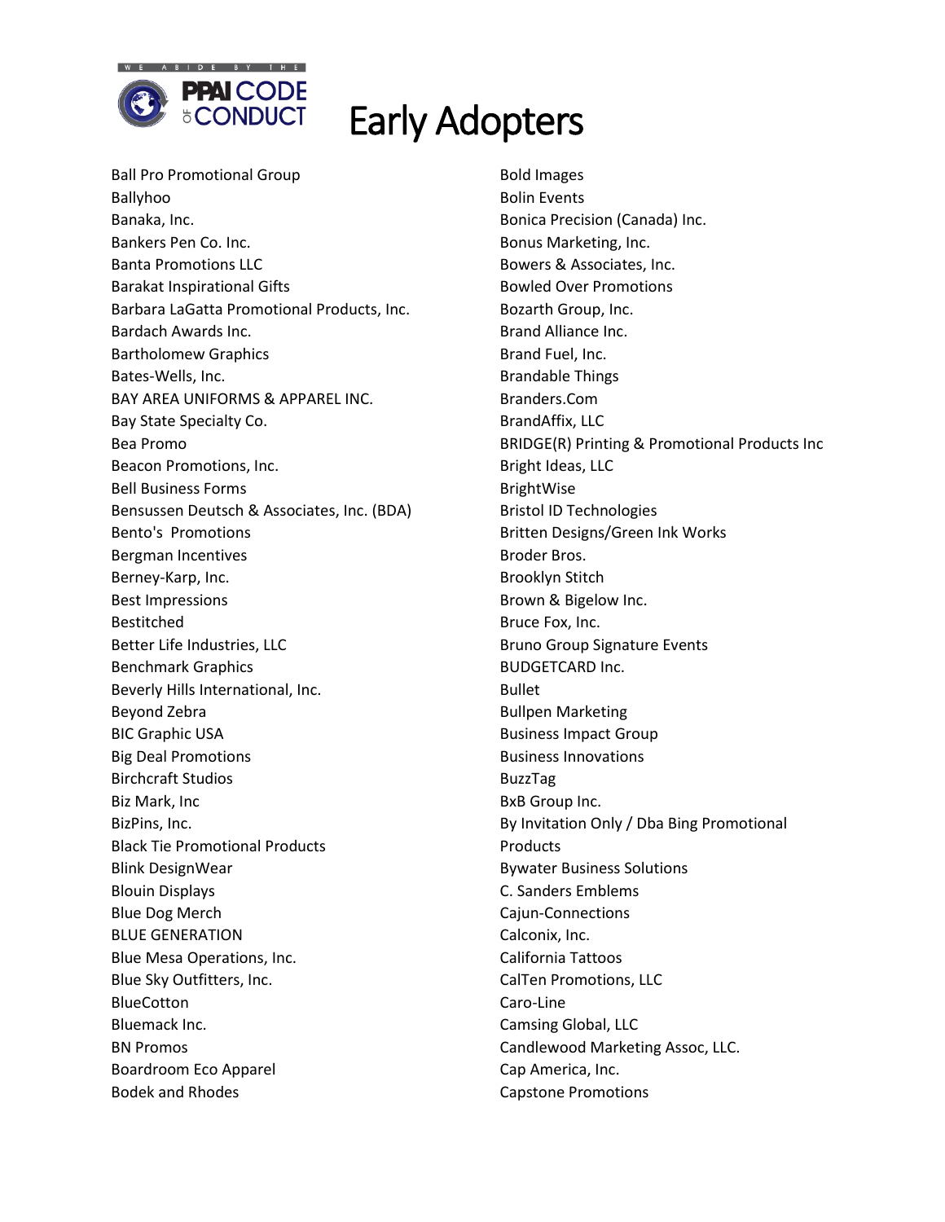# Early Adopters

Ball Pro Promotional Group
Ballyhoo
Banaka, Inc.
Bankers Pen Co. Inc.
Banta Promotions LLC
Barakat Inspirational Gifts
Barbara LaGatta Promotional Products, Inc.
Bardach Awards Inc.
Bartholomew Graphics
Bates-Wells, Inc.
BAY AREA UNIFORMS & APPAREL INC.
Bay State Specialty Co.
Bea Promo
Beacon Promotions, Inc.
Bell Business Forms
Bensussen Deutsch & Associates, Inc. (BDA)
Bento's Promotions
Bergman Incentives
Berney-Karp, Inc.
Best Impressions
Bestitched
Better Life Industries, LLC
Benchmark Graphics
Beverly Hills International, Inc.
Beyond Zebra
BIC Graphic USA
Big Deal Promotions
Birchcraft Studios
Biz Mark, Inc
BizPins, Inc.
Black Tie Promotional Products
Blink DesignWear
Blouin Displays
Blue Dog Merch
BLUE GENERATION
Blue Mesa Operations, Inc.
Blue Sky Outfitters, Inc.
BlueCotton
Bluemack Inc.
BN Promos
Boardroom Eco Apparel
Bodek and Rhodes
Bold Images
Bolin Events
Bonica Precision (Canada) Inc.
Bonus Marketing, Inc.
Bowers & Associates, Inc.
Bowled Over Promotions
Bozarth Group, Inc.
Brand Alliance Inc.
Brand Fuel, Inc.
Brandable Things
Branders.Com
BrandAffix, LLC
BRIDGE(R) Printing & Promotional Products Inc
Bright Ideas, LLC
BrightWise
Bristol ID Technologies
Britten Designs/Green Ink Works
Broder Bros.
Brooklyn Stitch
Brown & Bigelow Inc.
Bruce Fox, Inc.
Bruno Group Signature Events
BUDGETCARD Inc.
Bullet
Bullpen Marketing
Business Impact Group
Business Innovations
BuzzTag
BxB Group Inc.
By Invitation Only / Dba Bing Promotional Products
Bywater Business Solutions
C. Sanders Emblems
Cajun-Connections
Calconix, Inc.
California Tattoos
CalTen Promotions, LLC
Caro-Line
Camsing Global, LLC
Candlewood Marketing Assoc, LLC.
Cap America, Inc.
Capstone Promotions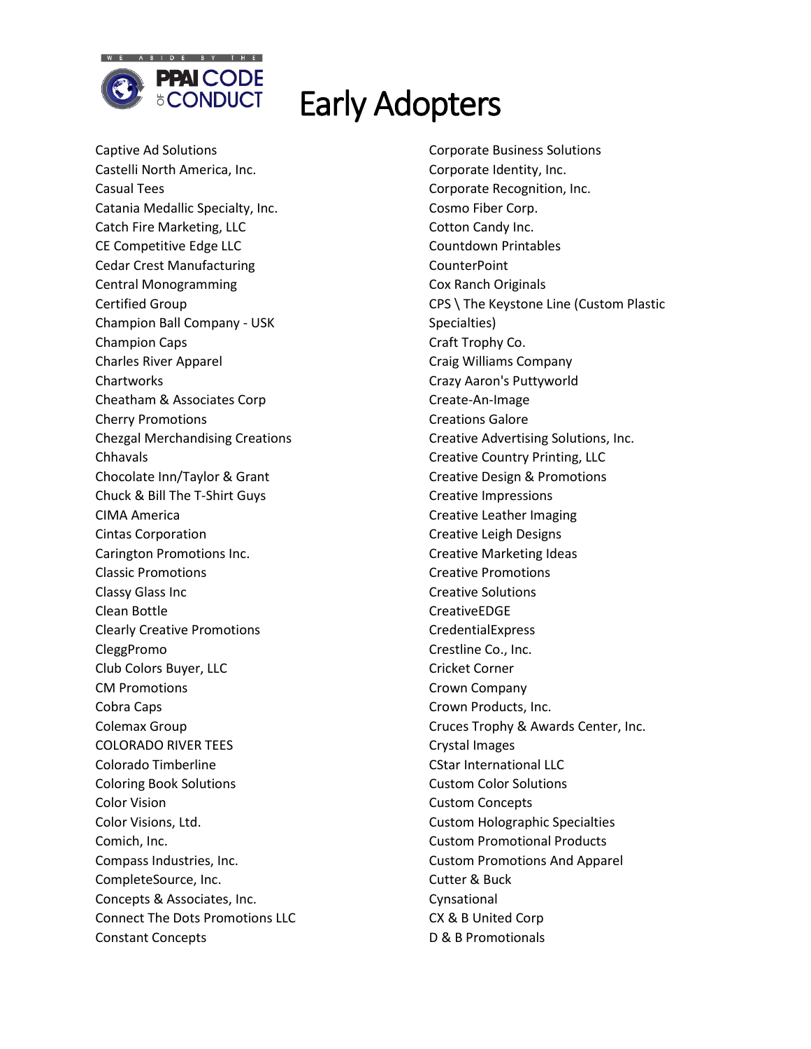# Early Adopters

Captive Ad Solutions
Castelli North America, Inc.
Casual Tees
Catania Medallic Specialty, Inc.
Catch Fire Marketing, LLC
CE Competitive Edge LLC
Cedar Crest Manufacturing
Central Monogramming
Certified Group
Champion Ball Company - USK
Champion Caps
Charles River Apparel
Chartworks
Cheatham & Associates Corp
Cherry Promotions
Chezgal Merchandising Creations
Chhavals
Chocolate Inn/Taylor & Grant
Chuck & Bill The T-Shirt Guys
CIMA America
Cintas Corporation
Carington Promotions Inc.
Classic Promotions
Classy Glass Inc
Clean Bottle
Clearly Creative Promotions
CleggPromo
Club Colors Buyer, LLC
CM Promotions
Cobra Caps
Colemax Group
COLORADO RIVER TEES
Colorado Timberline
Coloring Book Solutions
Color Vision
Color Visions, Ltd.
Comich, Inc.
Compass Industries, Inc.
CompleteSource, Inc.
Concepts & Associates, Inc.
Connect The Dots Promotions LLC
Constant Concepts
Corporate Business Solutions
Corporate Identity, Inc.
Corporate Recognition, Inc.
Cosmo Fiber Corp.
Cotton Candy Inc.
Countdown Printables
CounterPoint
Cox Ranch Originals
CPS \ The Keystone Line (Custom Plastic Specialties)
Craft Trophy Co.
Craig Williams Company
Crazy Aaron's Puttyworld
Create-An-Image
Creations Galore
Creative Advertising Solutions, Inc.
Creative Country Printing, LLC
Creative Design & Promotions
Creative Impressions
Creative Leather Imaging
Creative Leigh Designs
Creative Marketing Ideas
Creative Promotions
Creative Solutions
CreativeEDGE
CredentialExpress
Crestline Co., Inc.
Cricket Corner
Crown Company
Crown Products, Inc.
Cruces Trophy & Awards Center, Inc.
Crystal Images
CStar International LLC
Custom Color Solutions
Custom Concepts
Custom Holographic Specialties
Custom Promotional Products
Custom Promotions And Apparel
Cutter & Buck
Cynsational
CX & B United Corp
D & B Promotionals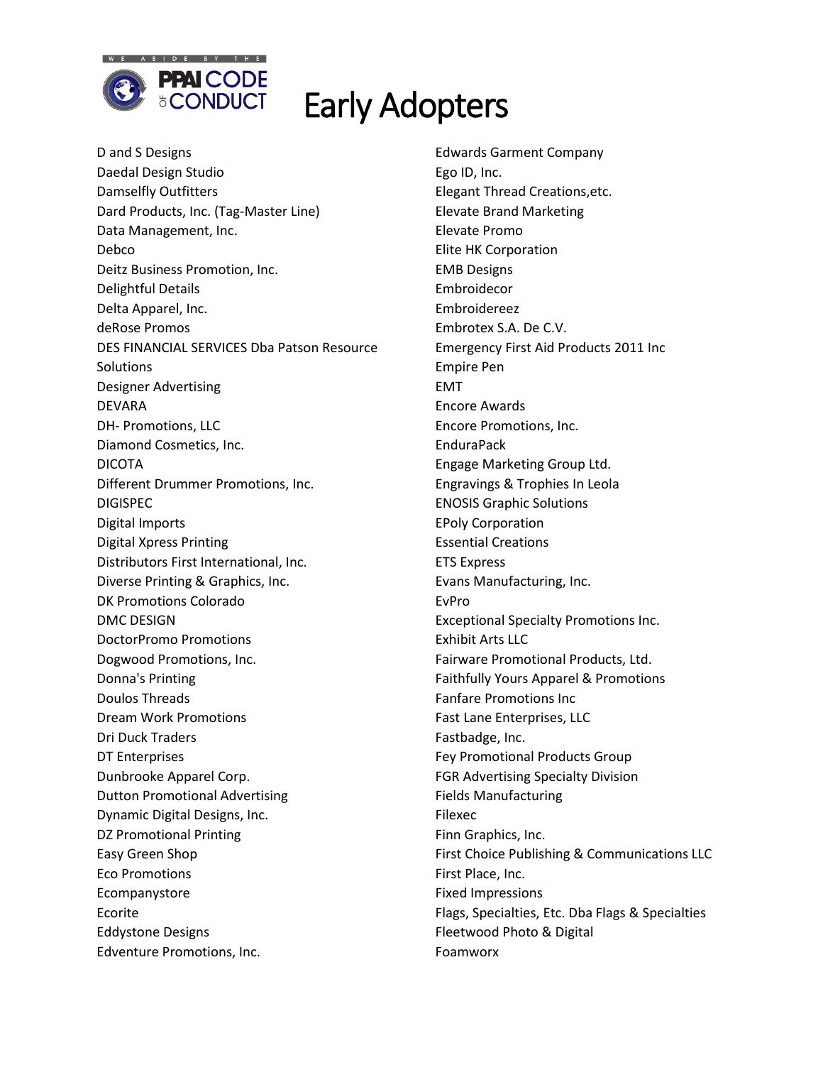# Early Adopters

D and S Designs
Daedal Design Studio
Damselfly Outfitters
Dard Products, Inc. (Tag-Master Line)
Data Management, Inc.
Debco
Deitz Business Promotion, Inc.
Delightful Details
Delta Apparel, Inc.
deRose Promos
DES FINANCIAL SERVICES Dba Patson Resource Solutions
Designer Advertising
DEVARA
DH- Promotions, LLC
Diamond Cosmetics, Inc.
DICOTA
Different Drummer Promotions, Inc.
DIGISPEC
Digital Imports
Digital Xpress Printing
Distributors First International, Inc.
Diverse Printing & Graphics, Inc.
DK Promotions Colorado
DMC DESIGN
DoctorPromo Promotions
Dogwood Promotions, Inc.
Donna's Printing
Doulos Threads
Dream Work Promotions
Dri Duck Traders
DT Enterprises
Dunbrooke Apparel Corp.
Dutton Promotional Advertising
Dynamic Digital Designs, Inc.
DZ Promotional Printing
Easy Green Shop
Eco Promotions
Ecompanystore
Ecorite
Eddystone Designs
Edventure Promotions, Inc.
Edwards Garment Company
Ego ID, Inc.
Elegant Thread Creations,etc.
Elevate Brand Marketing
Elevate Promo
Elite HK Corporation
EMB Designs
Embroidecor
Embroidereez
Embrotex S.A. De C.V.
Emergency First Aid Products 2011 Inc
Empire Pen
EMT
Encore Awards
Encore Promotions, Inc.
EnduraPack
Engage Marketing Group Ltd.
Engravings & Trophies In Leola
ENOSIS Graphic Solutions
EPoly Corporation
Essential Creations
ETS Express
Evans Manufacturing, Inc.
EvPro
Exceptional Specialty Promotions Inc.
Exhibit Arts LLC
Fairware Promotional Products, Ltd.
Faithfully Yours Apparel & Promotions
Fanfare Promotions Inc
Fast Lane Enterprises, LLC
Fastbadge, Inc.
Fey Promotional Products Group
FGR Advertising Specialty Division
Fields Manufacturing
Filexec
Finn Graphics, Inc.
First Choice Publishing & Communications LLC
First Place, Inc.
Fixed Impressions
Flags, Specialties, Etc. Dba Flags & Specialties
Fleetwood Photo & Digital
Foamworx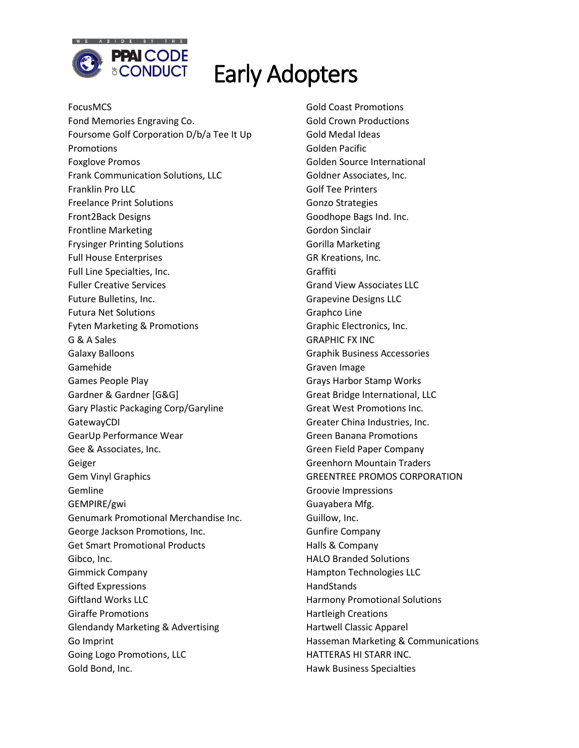# Early Adopters

FocusMCS
Fond Memories Engraving Co.
Foursome Golf Corporation D/b/a Tee It Up Promotions
Foxglove Promos
Frank Communication Solutions, LLC
Franklin Pro LLC
Freelance Print Solutions
Front2Back Designs
Frontline Marketing
Frysinger Printing Solutions
Full House Enterprises
Full Line Specialties, Inc.
Fuller Creative Services
Future Bulletins, Inc.
Futura Net Solutions
Fyten Marketing & Promotions
G & A Sales
Galaxy Balloons
Gamehide
Games People Play
Gardner & Gardner [G&G]
Gary Plastic Packaging Corp/Garyline
GatewayCDI
GearUp Performance Wear
Gee & Associates, Inc.
Geiger
Gem Vinyl Graphics
Gemline
GEMPIRE/gwi
Genumark Promotional Merchandise Inc.
George Jackson Promotions, Inc.
Get Smart Promotional Products
Gibco, Inc.
Gimmick Company
Gifted Expressions
Giftland Works LLC
Giraffe Promotions
Glendandy Marketing & Advertising
Go Imprint
Going Logo Promotions, LLC
Gold Bond, Inc.
Gold Coast Promotions
Gold Crown Productions
Gold Medal Ideas
Golden Pacific
Golden Source International
Goldner Associates, Inc.
Golf Tee Printers
Gonzo Strategies
Goodhope Bags Ind. Inc.
Gordon Sinclair
Gorilla Marketing
GR Kreations, Inc.
Graffiti
Grand View Associates LLC
Grapevine Designs LLC
Graphco Line
Graphic Electronics, Inc.
GRAPHIC FX INC
Graphik Business Accessories
Graven Image
Grays Harbor Stamp Works
Great Bridge International, LLC
Great West Promotions Inc.
Greater China Industries, Inc.
Green Banana Promotions
Green Field Paper Company
Greenhorn Mountain Traders
GREENTREE PROMOS CORPORATION
Groovie Impressions
Guayabera Mfg.
Guillow, Inc.
Gunfire Company
Halls & Company
HALO Branded Solutions
Hampton Technologies LLC
HandStands
Harmony Promotional Solutions
Hartleigh Creations
Hartwell Classic Apparel
Hasseman Marketing & Communications
HATTERAS HI STARR INC.
Hawk Business Specialties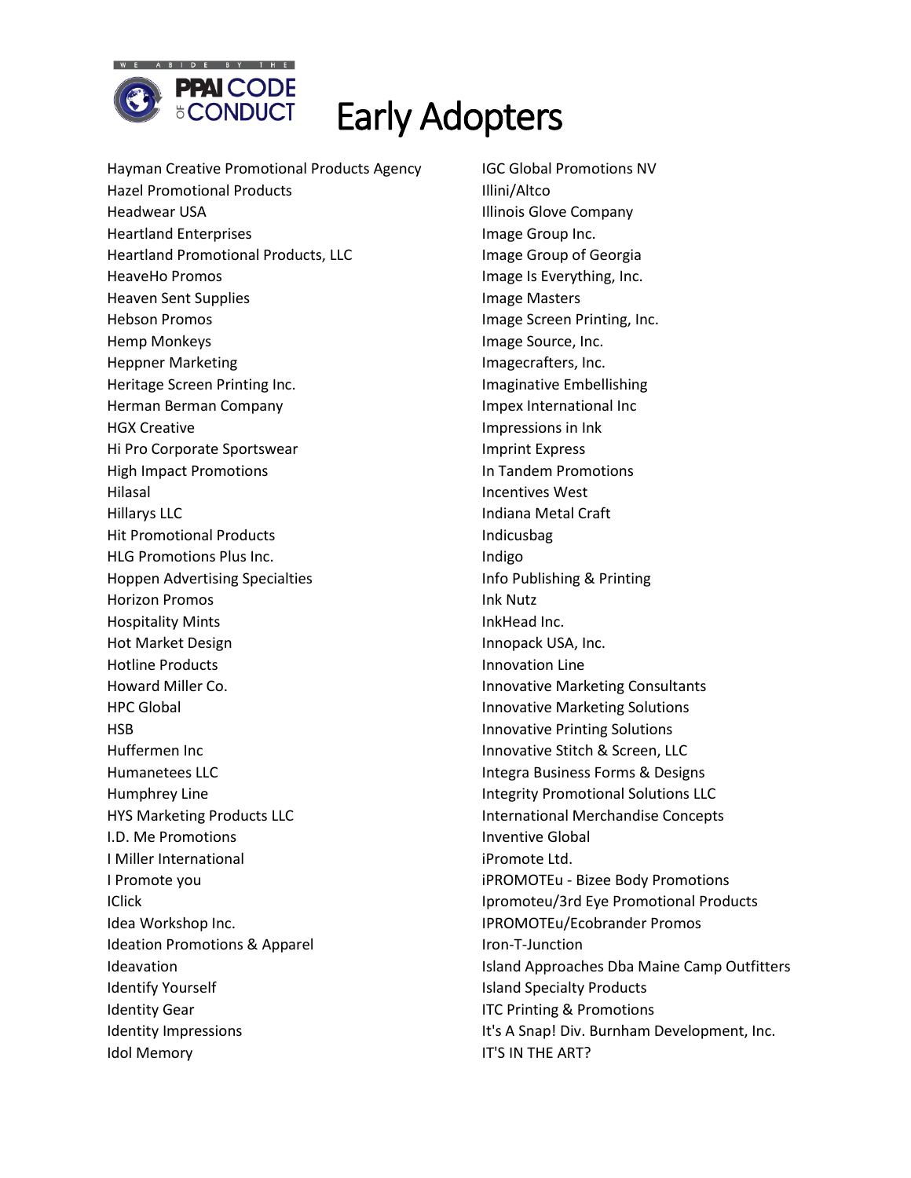# Early Adopters

Hayman Creative Promotional Products Agency
Hazel Promotional Products
Headwear USA
Heartland Enterprises
Heartland Promotional Products, LLC
HeaveHo Promos
Heaven Sent Supplies
Hebson Promos
Hemp Monkeys
Heppner Marketing
Heritage Screen Printing Inc.
Herman Berman Company
HGX Creative
Hi Pro Corporate Sportswear
High Impact Promotions
Hilasal
Hillarys LLC
Hit Promotional Products
HLG Promotions Plus Inc.
Hoppen Advertising Specialties
Horizon Promos
Hospitality Mints
Hot Market Design
Hotline Products
Howard Miller Co.
HPC Global
HSB
Huffermen Inc
Humanetees LLC
Humphrey Line
HYS Marketing Products LLC
I.D. Me Promotions
I Miller International
I Promote you
IClick
Idea Workshop Inc.
Ideation Promotions & Apparel
Ideavation
Identify Yourself
Identity Gear
Identity Impressions
Idol Memory
IGC Global Promotions NV
Illini/Altco
Illinois Glove Company
Image Group Inc.
Image Group of Georgia
Image Is Everything, Inc.
Image Masters
Image Screen Printing, Inc.
Image Source, Inc.
Imagecrafters, Inc.
Imaginative Embellishing
Impex International Inc
Impressions in Ink
Imprint Express
In Tandem Promotions
Incentives West
Indiana Metal Craft
Indicusbag
Indigo
Info Publishing & Printing
Ink Nutz
InkHead Inc.
Innopack USA, Inc.
Innovation Line
Innovative Marketing Consultants
Innovative Marketing Solutions
Innovative Printing Solutions
Innovative Stitch & Screen, LLC
Integra Business Forms & Designs
Integrity Promotional Solutions LLC
International Merchandise Concepts
Inventive Global
iPromote Ltd.
iPROMOTEu - Bizee Body Promotions
Ipromoteu/3rd Eye Promotional Products
IPROMOTEu/Ecobrander Promos
Iron-T-Junction
Island Approaches Dba Maine Camp Outfitters
Island Specialty Products
ITC Printing & Promotions
It's A Snap! Div. Burnham Development, Inc.
IT'S IN THE ART?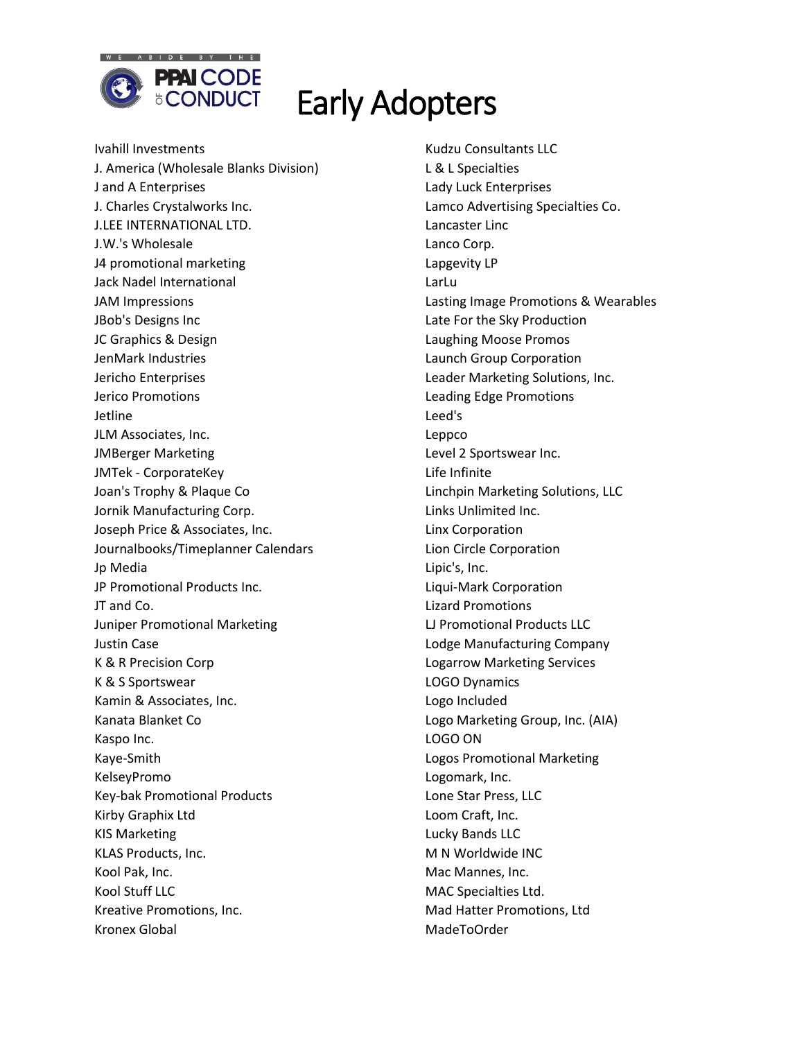# Early Adopters

Ivahill Investments
J. America (Wholesale Blanks Division)
J and A Enterprises
J. Charles Crystalworks Inc.
J.LEE INTERNATIONAL LTD.
J.W.'s Wholesale
J4 promotional marketing
Jack Nadel International
JAM Impressions
JBob's Designs Inc
JC Graphics & Design
JenMark Industries
Jericho Enterprises
Jerico Promotions
Jetline
JLM Associates, Inc.
JMBerger Marketing
JMTek - CorporateKey
Joan's Trophy & Plaque Co
Jornik Manufacturing Corp.
Joseph Price & Associates, Inc.
Journalbooks/Timeplanner Calendars
Jp Media
JP Promotional Products Inc.
JT and Co.
Juniper Promotional Marketing
Justin Case
K & R Precision Corp
K & S Sportswear
Kamin & Associates, Inc.
Kanata Blanket Co
Kaspo Inc.
Kaye-Smith
KelseyPromo
Key-bak Promotional Products
Kirby Graphix Ltd
KIS Marketing
KLAS Products, Inc.
Kool Pak, Inc.
Kool Stuff LLC
Kreative Promotions, Inc.
Kronex Global
Kudzu Consultants LLC
L & L Specialties
Lady Luck Enterprises
Lamco Advertising Specialties Co.
Lancaster Linc
Lanco Corp.
Lapgevity LP
LarLu
Lasting Image Promotions & Wearables
Late For the Sky Production
Laughing Moose Promos
Launch Group Corporation
Leader Marketing Solutions, Inc.
Leading Edge Promotions
Leed's
Leppco
Level 2 Sportswear Inc.
Life Infinite
Linchpin Marketing Solutions, LLC
Links Unlimited Inc.
Linx Corporation
Lion Circle Corporation
Lipic's, Inc.
Liqui-Mark Corporation
Lizard Promotions
LJ Promotional Products LLC
Lodge Manufacturing Company
Logarrow Marketing Services
LOGO Dynamics
Logo Included
Logo Marketing Group, Inc. (AIA)
LOGO ON
Logos Promotional Marketing
Logomark, Inc.
Lone Star Press, LLC
Loom Craft, Inc.
Lucky Bands LLC
M N Worldwide INC
Mac Mannes, Inc.
MAC Specialties Ltd.
Mad Hatter Promotions, Ltd
MadeToOrder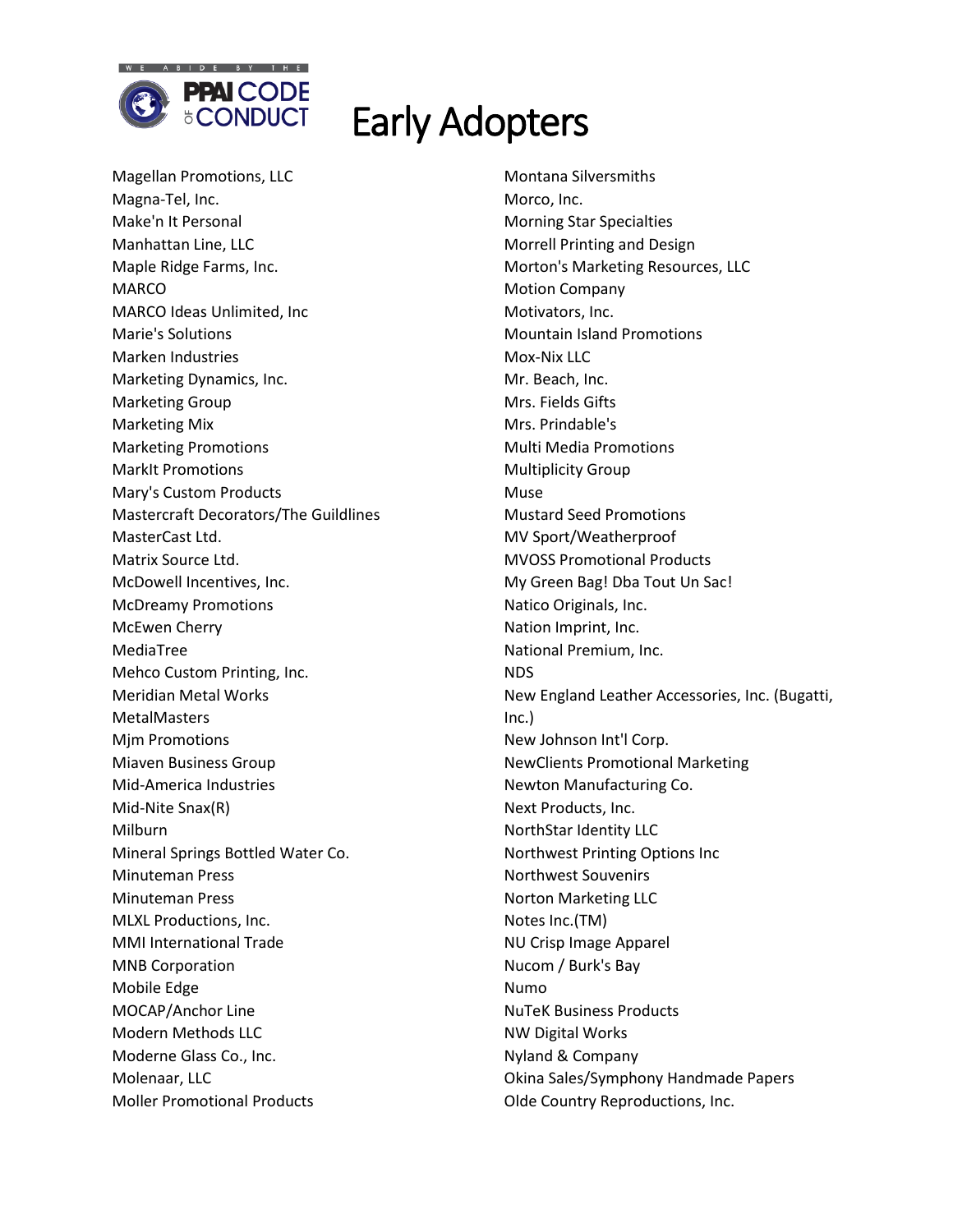# Early Adopters

Magellan Promotions, LLC
Magna-Tel, Inc.
Make'n It Personal
Manhattan Line, LLC
Maple Ridge Farms, Inc.
MARCO
MARCO Ideas Unlimited, Inc
Marie's Solutions
Marken Industries
Marketing Dynamics, Inc.
Marketing Group
Marketing Mix
Marketing Promotions
MarkIt Promotions
Mary's Custom Products
Mastercraft Decorators/The Guildlines
MasterCast Ltd.
Matrix Source Ltd.
McDowell Incentives, Inc.
McDreamy Promotions
McEwen Cherry
MediaTree
Mehco Custom Printing, Inc.
Meridian Metal Works
MetalMasters
Mjm Promotions
Miaven Business Group
Mid-America Industries
Mid-Nite Snax(R)
Milburn
Mineral Springs Bottled Water Co.
Minuteman Press
Minuteman Press
MLXL Productions, Inc.
MMI International Trade
MNB Corporation
Mobile Edge
MOCAP/Anchor Line
Modern Methods LLC
Moderne Glass Co., Inc.
Molenaar, LLC
Moller Promotional Products
Montana Silversmiths
Morco, Inc.
Morning Star Specialties
Morrell Printing and Design
Morton's Marketing Resources, LLC
Motion Company
Motivators, Inc.
Mountain Island Promotions
Mox-Nix LLC
Mr. Beach, Inc.
Mrs. Fields Gifts
Mrs. Prindable's
Multi Media Promotions
Multiplicity Group
Muse
Mustard Seed Promotions
MV Sport/Weatherproof
MVOSS Promotional Products
My Green Bag! Dba Tout Un Sac!
Natico Originals, Inc.
Nation Imprint, Inc.
National Premium, Inc.
NDS
New England Leather Accessories, Inc. (Bugatti, Inc.)
New Johnson Int'l Corp.
NewClients Promotional Marketing
Newton Manufacturing Co.
Next Products, Inc.
NorthStar Identity LLC
Northwest Printing Options Inc
Northwest Souvenirs
Norton Marketing LLC
Notes Inc.(TM)
NU Crisp Image Apparel
Nucom / Burk's Bay
Numo
NuTeK Business Products
NW Digital Works
Nyland & Company
Okina Sales/Symphony Handmade Papers
Olde Country Reproductions, Inc.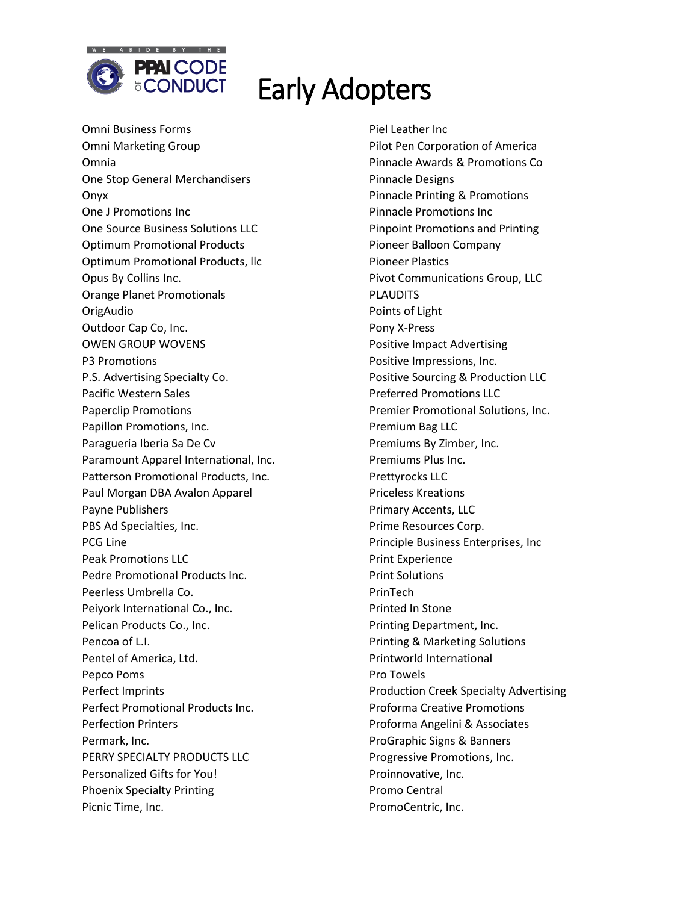# Early Adopters

Omni Business Forms
Omni Marketing Group
Omnia
One Stop General Merchandisers
Onyx
One J Promotions Inc
One Source Business Solutions LLC
Optimum Promotional Products
Optimum Promotional Products, llc
Opus By Collins Inc.
Orange Planet Promotionals
OrigAudio
Outdoor Cap Co, Inc.
OWEN GROUP WOVENS
P3 Promotions
P.S. Advertising Specialty Co.
Pacific Western Sales
Paperclip Promotions
Papillon Promotions, Inc.
Paragueria Iberia Sa De Cv
Paramount Apparel International, Inc.
Patterson Promotional Products, Inc.
Paul Morgan DBA Avalon Apparel
Payne Publishers
PBS Ad Specialties, Inc.
PCG Line
Peak Promotions LLC
Pedre Promotional Products Inc.
Peerless Umbrella Co.
Peiyork International Co., Inc.
Pelican Products Co., Inc.
Pencoa of L.I.
Pentel of America, Ltd.
Pepco Poms
Perfect Imprints
Perfect Promotional Products Inc.
Perfection Printers
Permark, Inc.
PERRY SPECIALTY PRODUCTS LLC
Personalized Gifts for You!
Phoenix Specialty Printing
Picnic Time, Inc.
Piel Leather Inc
Pilot Pen Corporation of America
Pinnacle Awards & Promotions Co
Pinnacle Designs
Pinnacle Printing & Promotions
Pinnacle Promotions Inc
Pinpoint Promotions and Printing
Pioneer Balloon Company
Pioneer Plastics
Pivot Communications Group, LLC
PLAUDITS
Points of Light
Pony X-Press
Positive Impact Advertising
Positive Impressions, Inc.
Positive Sourcing & Production LLC
Preferred Promotions LLC
Premier Promotional Solutions, Inc.
Premium Bag LLC
Premiums By Zimber, Inc.
Premiums Plus Inc.
Prettyrocks LLC
Priceless Kreations
Primary Accents, LLC
Prime Resources Corp.
Principle Business Enterprises, Inc
Print Experience
Print Solutions
PrinTech
Printed In Stone
Printing Department, Inc.
Printing & Marketing Solutions
Printworld International
Pro Towels
Production Creek Specialty Advertising
Proforma Creative Promotions
Proforma Angelini & Associates
ProGraphic Signs & Banners
Progressive Promotions, Inc.
Proinnovative, Inc.
Promo Central
PromoCentric, Inc.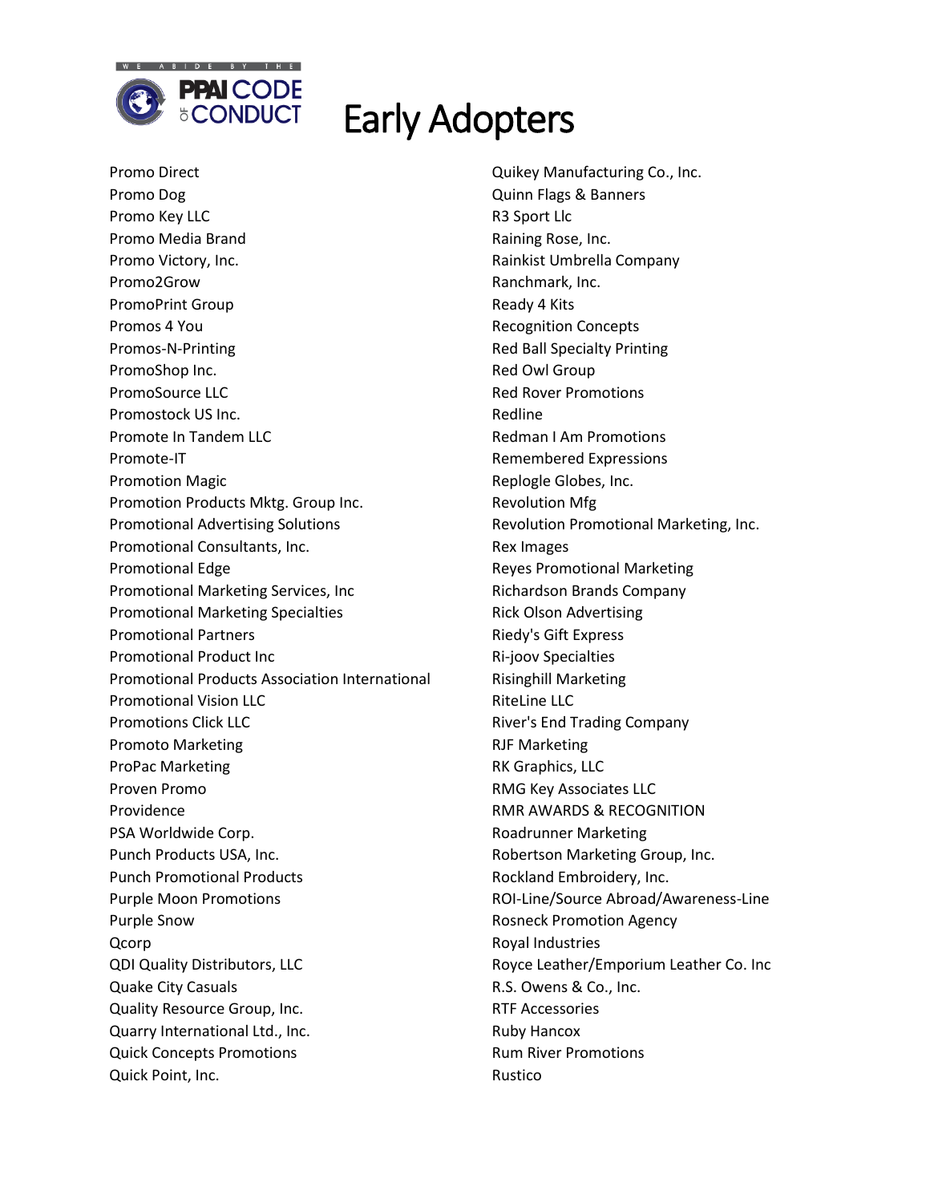# Early Adopters

Promo Direct
Promo Dog
Promo Key LLC
Promo Media Brand
Promo Victory, Inc.
Promo2Grow
PromoPrint Group
Promos 4 You
Promos-N-Printing
PromoShop Inc.
PromoSource LLC
Promostock US Inc.
Promote In Tandem LLC
Promote-IT
Promotion Magic
Promotion Products Mktg. Group Inc.
Promotional Advertising Solutions
Promotional Consultants, Inc.
Promotional Edge
Promotional Marketing Services, Inc
Promotional Marketing Specialties
Promotional Partners
Promotional Product Inc
Promotional Products Association International
Promotional Vision LLC
Promotions Click LLC
Promoto Marketing
ProPac Marketing
Proven Promo
Providence
PSA Worldwide Corp.
Punch Products USA, Inc.
Punch Promotional Products
Purple Moon Promotions
Purple Snow
Qcorp
QDI Quality Distributors, LLC
Quake City Casuals
Quality Resource Group, Inc.
Quarry International Ltd., Inc.
Quick Concepts Promotions
Quick Point, Inc.
Quikey Manufacturing Co., Inc.
Quinn Flags & Banners
R3 Sport Llc
Raining Rose, Inc.
Rainkist Umbrella Company
Ranchmark, Inc.
Ready 4 Kits
Recognition Concepts
Red Ball Specialty Printing
Red Owl Group
Red Rover Promotions
Redline
Redman I Am Promotions
Remembered Expressions
Replogle Globes, Inc.
Revolution Mfg
Revolution Promotional Marketing, Inc.
Rex Images
Reyes Promotional Marketing
Richardson Brands Company
Rick Olson Advertising
Riedy's Gift Express
Ri-joov Specialties
Risinghill Marketing
RiteLine LLC
River's End Trading Company
RJF Marketing
RK Graphics, LLC
RMG Key Associates LLC
RMR AWARDS & RECOGNITION
Roadrunner Marketing
Robertson Marketing Group, Inc.
Rockland Embroidery, Inc.
ROI-Line/Source Abroad/Awareness-Line
Rosneck Promotion Agency
Royal Industries
Royce Leather/Emporium Leather Co. Inc
R.S. Owens & Co., Inc.
RTF Accessories
Ruby Hancox
Rum River Promotions
Rustico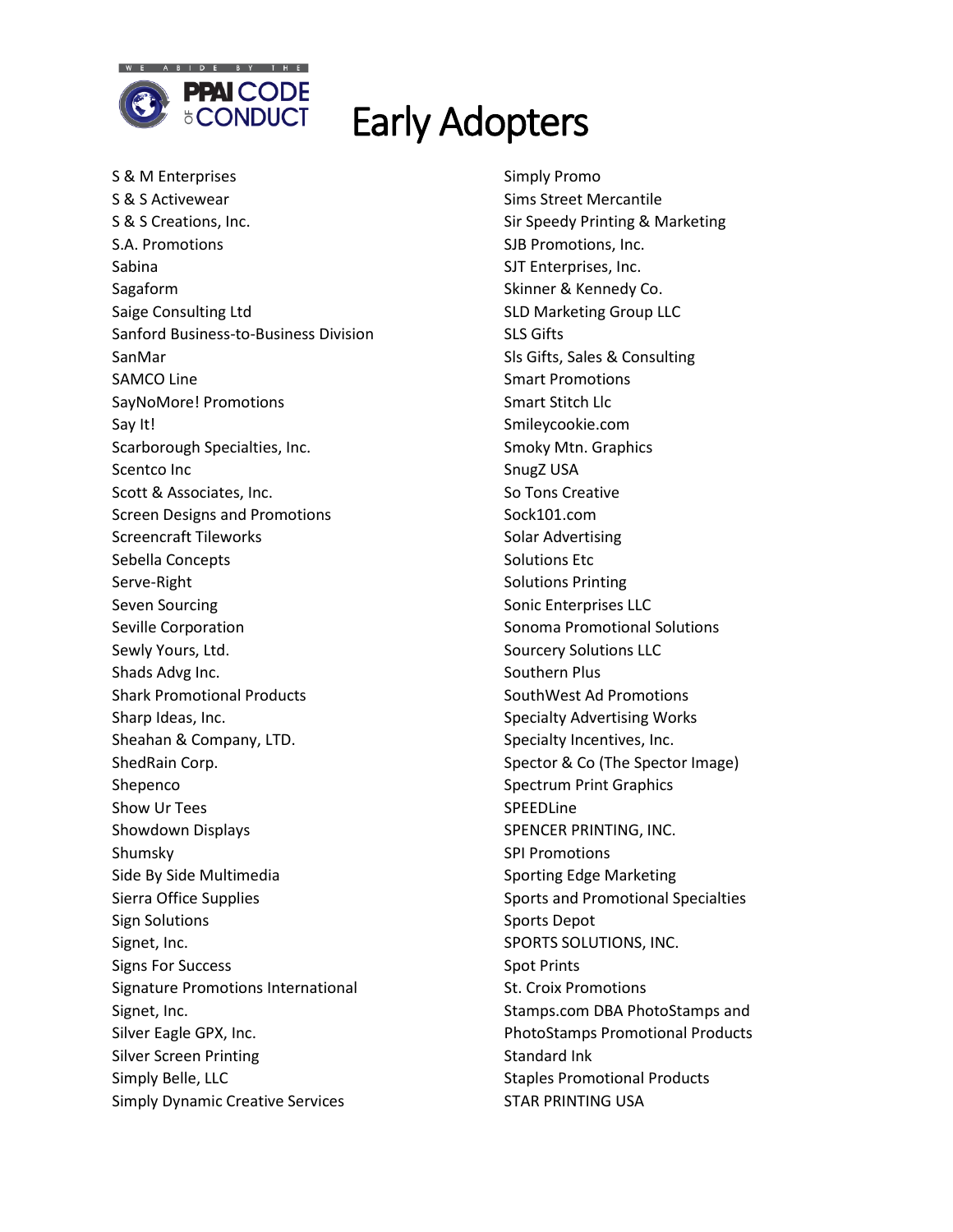# Early Adopters

S & M Enterprises
S & S Activewear
S & S Creations, Inc.
S.A. Promotions
Sabina
Sagaform
Saige Consulting Ltd
Sanford Business-to-Business Division
SanMar
SAMCO Line
SayNoMore! Promotions
Say It!
Scarborough Specialties, Inc.
Scentco Inc
Scott & Associates, Inc.
Screen Designs and Promotions
Screencraft Tileworks
Sebella Concepts
Serve-Right
Seven Sourcing
Seville Corporation
Sewly Yours, Ltd.
Shads Advg Inc.
Shark Promotional Products
Sharp Ideas, Inc.
Sheahan & Company, LTD.
ShedRain Corp.
Shepenco
Show Ur Tees
Showdown Displays
Shumsky
Side By Side Multimedia
Sierra Office Supplies
Sign Solutions
Signet, Inc.
Signs For Success
Signature Promotions International
Signet, Inc.
Silver Eagle GPX, Inc.
Silver Screen Printing
Simply Belle, LLC
Simply Dynamic Creative Services
Simply Promo
Sims Street Mercantile
Sir Speedy Printing & Marketing
SJB Promotions, Inc.
SJT Enterprises, Inc.
Skinner & Kennedy Co.
SLD Marketing Group LLC
SLS Gifts
Sls Gifts, Sales & Consulting
Smart Promotions
Smart Stitch Llc
Smileycookie.com
Smoky Mtn. Graphics
SnugZ USA
So Tons Creative
Sock101.com
Solar Advertising
Solutions Etc
Solutions Printing
Sonic Enterprises LLC
Sonoma Promotional Solutions
Sourcery Solutions LLC
Southern Plus
SouthWest Ad Promotions
Specialty Advertising Works
Specialty Incentives, Inc.
Spector & Co (The Spector Image)
Spectrum Print Graphics
SPEEDLine
SPENCER PRINTING, INC.
SPI Promotions
Sporting Edge Marketing
Sports and Promotional Specialties
Sports Depot
SPORTS SOLUTIONS, INC.
Spot Prints
St. Croix Promotions
Stamps.com DBA PhotoStamps and PhotoStamps Promotional Products
Standard Ink
Staples Promotional Products
STAR PRINTING USA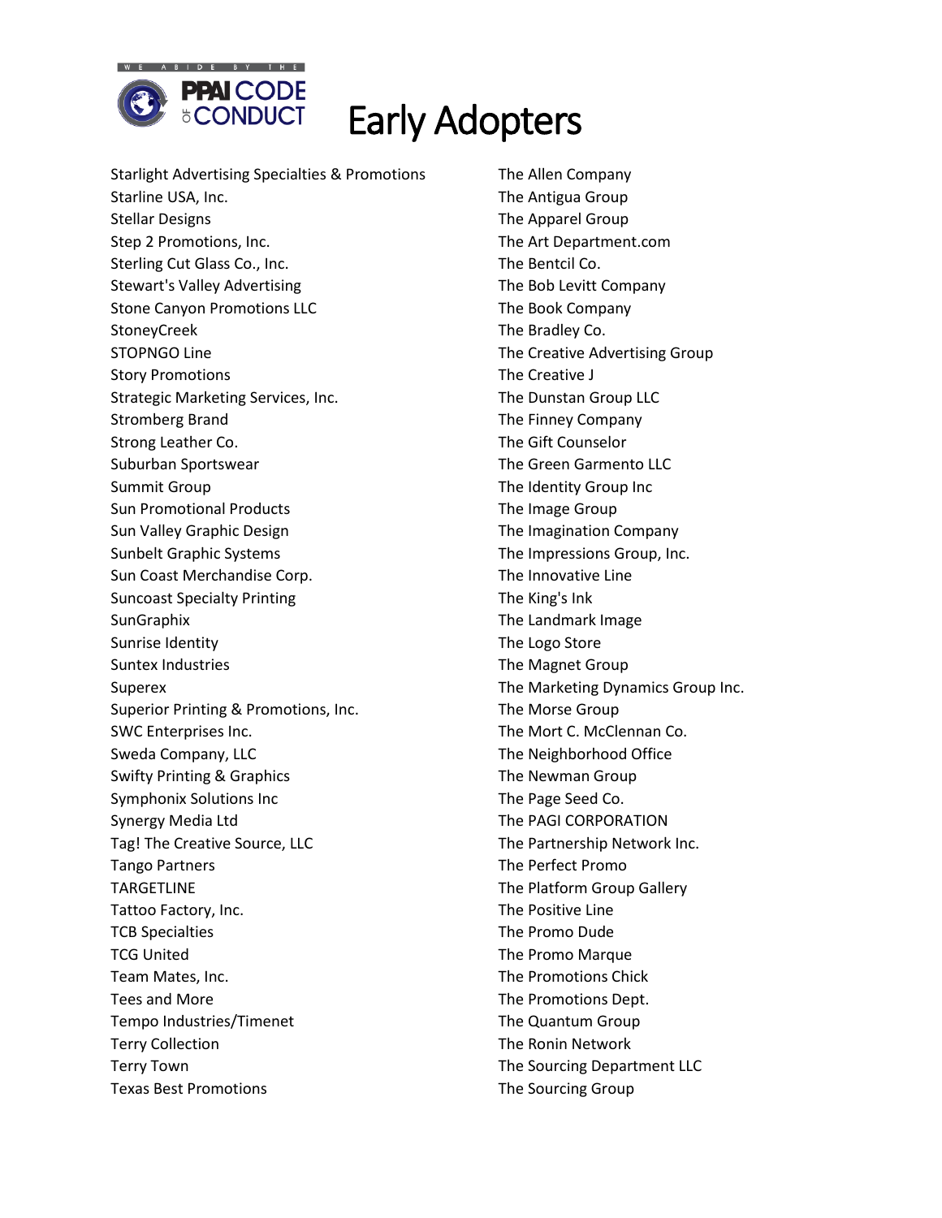# Early Adopters

Starlight Advertising Specialties & Promotions
Starline USA, Inc.
Stellar Designs
Step 2 Promotions, Inc.
Sterling Cut Glass Co., Inc.
Stewart's Valley Advertising
Stone Canyon Promotions LLC
StoneyCreek
STOPNGO Line
Story Promotions
Strategic Marketing Services, Inc.
Stromberg Brand
Strong Leather Co.
Suburban Sportswear
Summit Group
Sun Promotional Products
Sun Valley Graphic Design
Sunbelt Graphic Systems
Sun Coast Merchandise Corp.
Suncoast Specialty Printing
SunGraphix
Sunrise Identity
Suntex Industries
Superex
Superior Printing & Promotions, Inc.
SWC Enterprises Inc.
Sweda Company, LLC
Swifty Printing & Graphics
Symphonix Solutions Inc
Synergy Media Ltd
Tag! The Creative Source, LLC
Tango Partners
TARGETLINE
Tattoo Factory, Inc.
TCB Specialties
TCG United
Team Mates, Inc.
Tees and More
Tempo Industries/Timenet
Terry Collection
Terry Town
Texas Best Promotions
The Allen Company
The Antigua Group
The Apparel Group
The Art Department.com
The Bentcil Co.
The Bob Levitt Company
The Book Company
The Bradley Co.
The Creative Advertising Group
The Creative J
The Dunstan Group LLC
The Finney Company
The Gift Counselor
The Green Garmento LLC
The Identity Group Inc
The Image Group
The Imagination Company
The Impressions Group, Inc.
The Innovative Line
The King's Ink
The Landmark Image
The Logo Store
The Magnet Group
The Marketing Dynamics Group Inc.
The Morse Group
The Mort C. McClennan Co.
The Neighborhood Office
The Newman Group
The Page Seed Co.
The PAGI CORPORATION
The Partnership Network Inc.
The Perfect Promo
The Platform Group Gallery
The Positive Line
The Promo Dude
The Promo Marque
The Promotions Chick
The Promotions Dept.
The Quantum Group
The Ronin Network
The Sourcing Department LLC
The Sourcing Group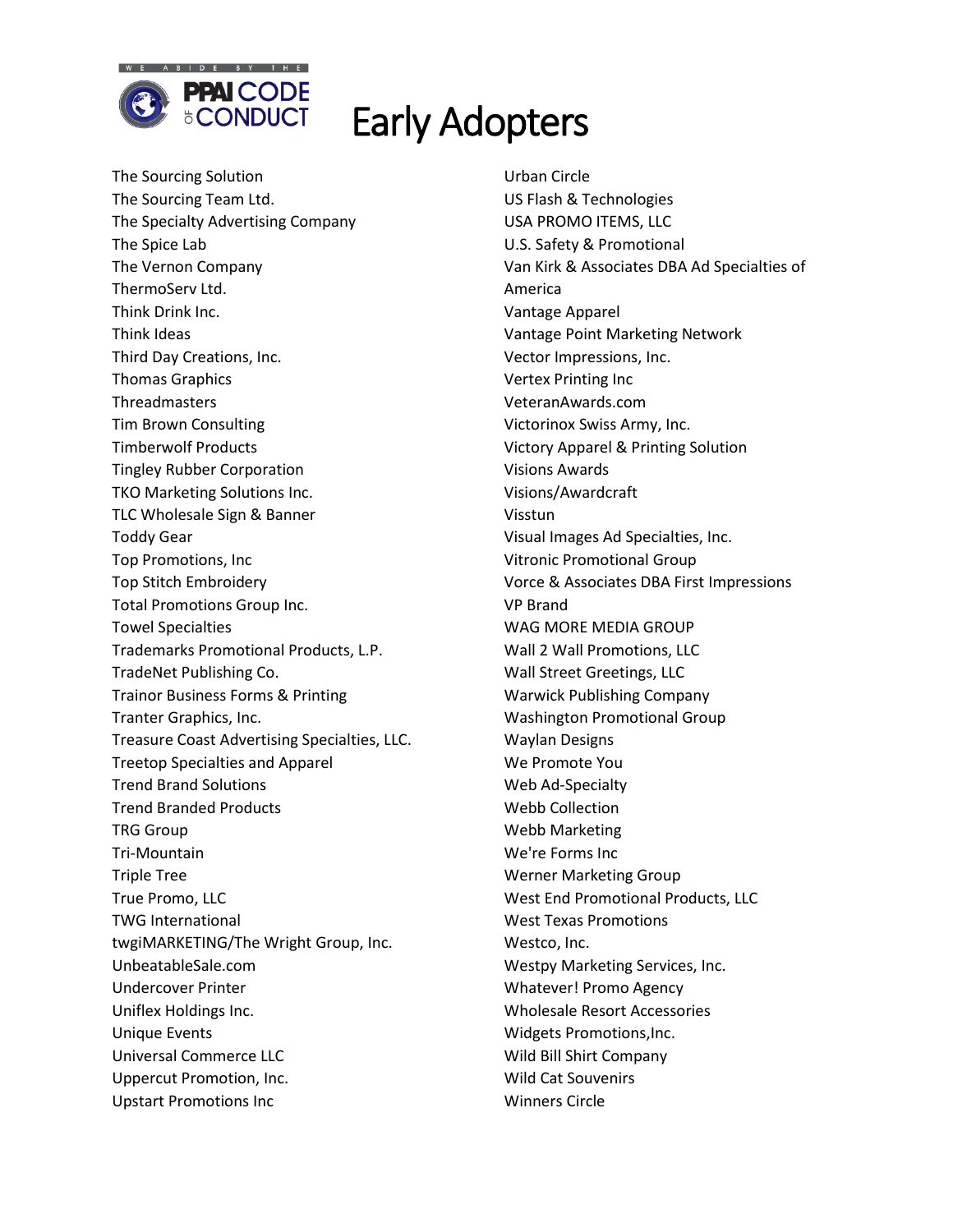# Early Adopters

The Sourcing Solution
The Sourcing Team Ltd.
The Specialty Advertising Company
The Spice Lab
The Vernon Company
ThermoServ Ltd.
Think Drink Inc.
Think Ideas
Third Day Creations, Inc.
Thomas Graphics
Threadmasters
Tim Brown Consulting
Timberwolf Products
Tingley Rubber Corporation
TKO Marketing Solutions Inc.
TLC Wholesale Sign & Banner
Toddy Gear
Top Promotions, Inc
Top Stitch Embroidery
Total Promotions Group Inc.
Towel Specialties
Trademarks Promotional Products, L.P.
TradeNet Publishing Co.
Trainor Business Forms & Printing
Tranter Graphics, Inc.
Treasure Coast Advertising Specialties, LLC.
Treetop Specialties and Apparel
Trend Brand Solutions
Trend Branded Products
TRG Group
Tri-Mountain
Triple Tree
True Promo, LLC
TWG International
twgiMARKETING/The Wright Group, Inc.
UnbeatableSale.com
Undercover Printer
Uniflex Holdings Inc.
Unique Events
Universal Commerce LLC
Uppercut Promotion, Inc.
Upstart Promotions Inc
Urban Circle
US Flash & Technologies
USA PROMO ITEMS, LLC
U.S. Safety & Promotional
Van Kirk & Associates DBA Ad Specialties of America
Vantage Apparel
Vantage Point Marketing Network
Vector Impressions, Inc.
Vertex Printing Inc
VeteranAwards.com
Victorinox Swiss Army, Inc.
Victory Apparel & Printing Solution
Visions Awards
Visions/Awardcraft
Visstun
Visual Images Ad Specialties, Inc.
Vitronic Promotional Group
Vorce & Associates DBA First Impressions
VP Brand
WAG MORE MEDIA GROUP
Wall 2 Wall Promotions, LLC
Wall Street Greetings, LLC
Warwick Publishing Company
Washington Promotional Group
Waylan Designs
We Promote You
Web Ad-Specialty
Webb Collection
Webb Marketing
We're Forms Inc
Werner Marketing Group
West End Promotional Products, LLC
West Texas Promotions
Westco, Inc.
Westpy Marketing Services, Inc.
Whatever! Promo Agency
Wholesale Resort Accessories
Widgets Promotions,Inc.
Wild Bill Shirt Company
Wild Cat Souvenirs
Winners Circle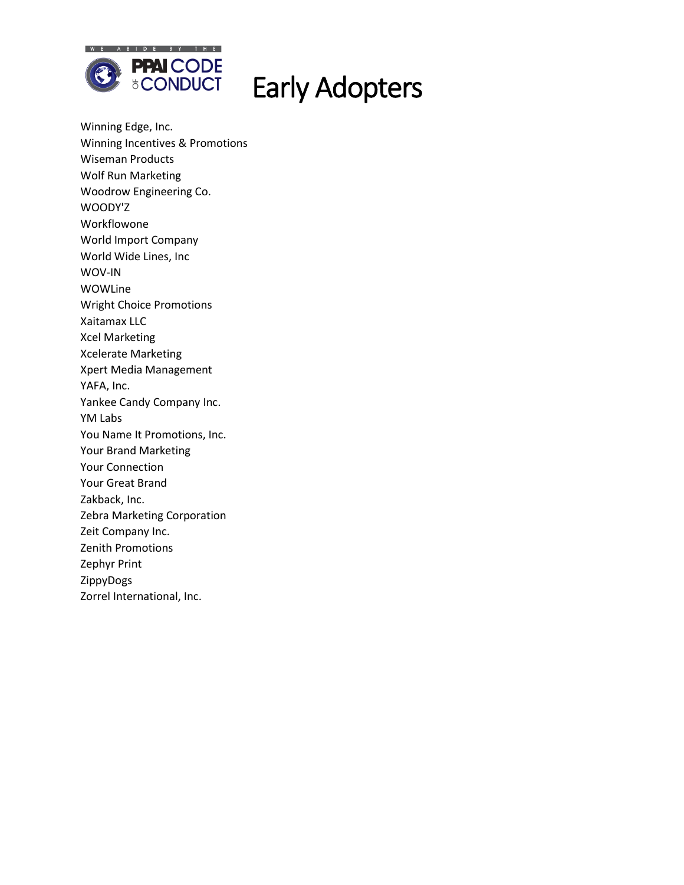# Early Adopters

Winning Edge, Inc.
Winning Incentives & Promotions
Wiseman Products
Wolf Run Marketing
Woodrow Engineering Co.
WOODY'Z
Workflowone
World Import Company
World Wide Lines, Inc
WOV-IN
WOWLine
Wright Choice Promotions
Xaitamax LLC
Xcel Marketing
Xcelerate Marketing
Xpert Media Management
YAFA, Inc.
Yankee Candy Company Inc.
YM Labs
You Name It Promotions, Inc.
Your Brand Marketing
Your Connection
Your Great Brand
Zakback, Inc.
Zebra Marketing Corporation
Zeit Company Inc.
Zenith Promotions
Zephyr Print
ZippyDogs
Zorrel International, Inc.